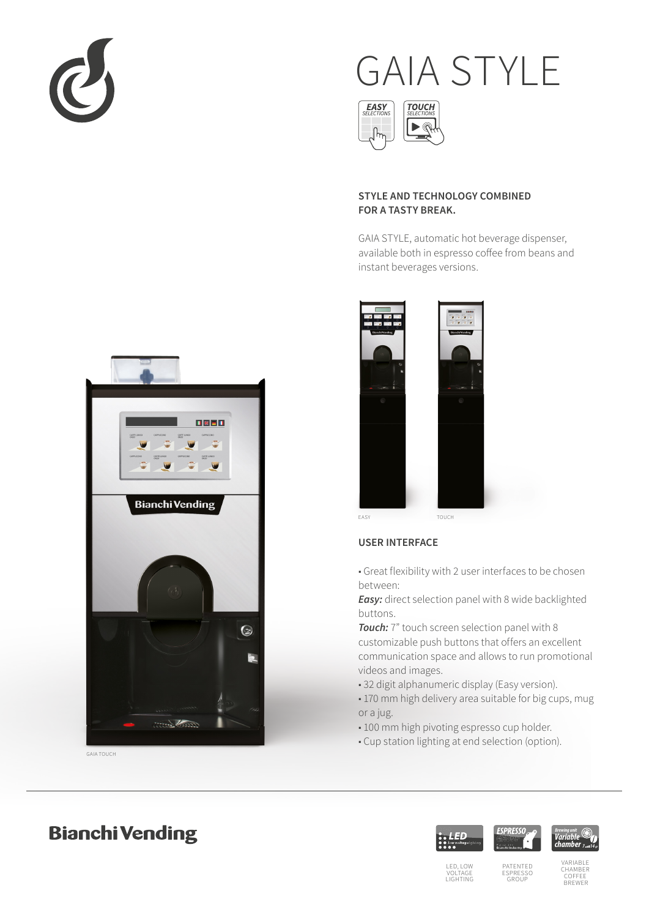# GAIA STYLE

EASY SELECTIONS

TOUCH SELECTIONS

**STYLE AND TECHNOLOGY COMBINED FOR A TASTY BREAK.**

GAIA STYLE, automatic hot beverage dispenser, available both in espresso coffee from beans and instant beverages versions.

EASY

TOUCH

GAIA TOUCH

## USER INTERFACE

• Great flexibility with 2 user interfaces to be chosen between:
***Easy:*** direct selection panel with 8 wide backlighted buttons.
***Touch:*** 7” touch screen selection panel with 8 customizable push buttons that offers an excellent communication space and allows to run promotional videos and images.
• 32 digit alphanumeric display (Easy version).
• 170 mm high delivery area suitable for big cups, mug or a jug.
• 100 mm high pivoting espresso cup holder.
• Cup station lighting at end selection (option).

**Bianchi Vending**

LED, LOW VOLTAGE LIGHTING

PATENTED ESPRESSO GROUP

VARIABLE CHAMBER COFFEE BREWER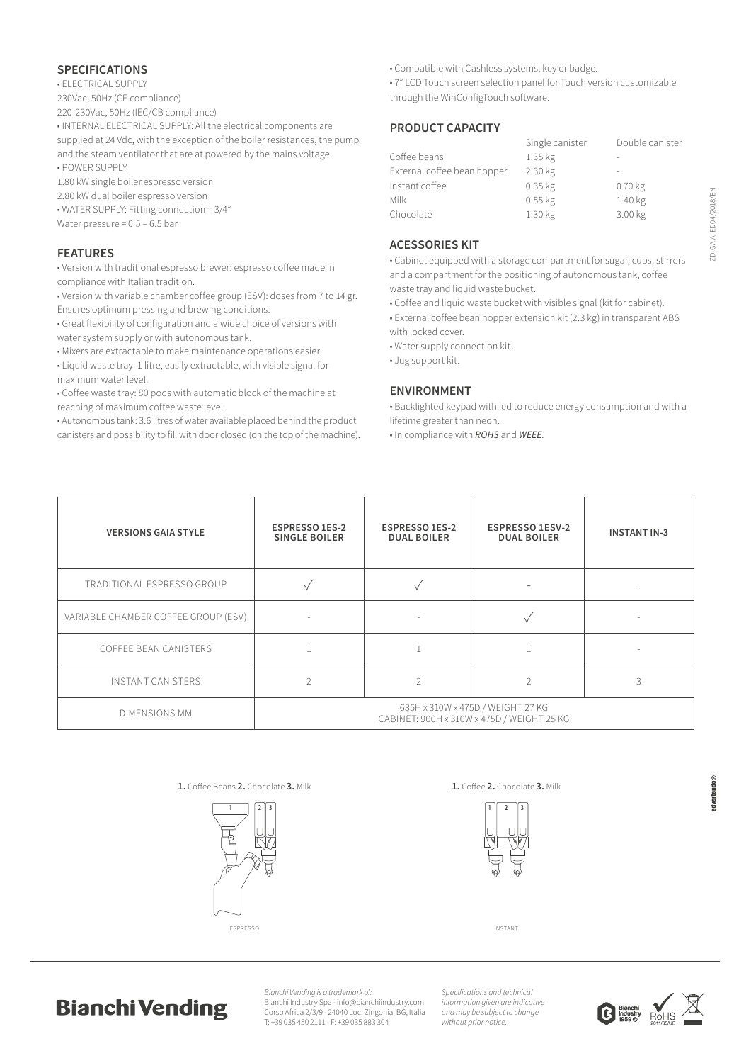## SPECIFICATIONS

- ELECTRICAL SUPPLY
230Vac, 50Hz (CE compliance)
220-230Vac, 50Hz (IEC/CB compliance)
- INTERNAL ELECTRICAL SUPPLY: All the electrical components are supplied at 24 Vdc, with the exception of the boiler resistances, the pump and the steam ventilator that are at powered by the mains voltage.
- POWER SUPPLY
1.80 kW single boiler espresso version
2.80 kW dual boiler espresso version
- WATER SUPPLY: Fitting connection = 3/4"
Water pressure = 0.5 – 6.5 bar

## FEATURES

- Version with traditional espresso brewer: espresso coffee made in compliance with Italian tradition.
- Version with variable chamber coffee group (ESV): doses from 7 to 14 gr. Ensures optimum pressing and brewing conditions.
- Great flexibility of configuration and a wide choice of versions with water system supply or with autonomous tank.
- Mixers are extractable to make maintenance operations easier.
- Liquid waste tray: 1 litre, easily extractable, with visible signal for maximum water level.
- Coffee waste tray: 80 pods with automatic block of the machine at reaching of maximum coffee waste level.
- Autonomous tank: 3.6 litres of water available placed behind the product canisters and possibility to fill with door closed (on the top of the machine).
- Compatible with Cashless systems, key or badge.
- 7" LCD Touch screen selection panel for Touch version customizable through the WinConfigTouch software.

## PRODUCT CAPACITY

| | Single canister | Double canister |
|---|---|---|
| Coffee beans | 1.35 kg | - |
| External coffee bean hopper | 2.30 kg | - |
| Instant coffee | 0.35 kg | 0.70 kg |
| Milk | 0.55 kg | 1.40 kg |
| Chocolate | 1.30 kg | 3.00 kg |

## ACESSORIES KIT

- Cabinet equipped with a storage compartment for sugar, cups, stirrers and a compartment for the positioning of autonomous tank, coffee waste tray and liquid waste bucket.
- Coffee and liquid waste bucket with visible signal (kit for cabinet).
- External coffee bean hopper extension kit (2.3 kg) in transparent ABS with locked cover.
- Water supply connection kit.
- Jug support kit.

## ENVIRONMENT

- Backlighted keypad with led to reduce energy consumption and with a lifetime greater than neon.
- In compliance with *ROHS* and *WEEE*.

| VERSIONS GAIA STYLE | ESPRESSO 1ES-2 SINGLE BOILER | ESPRESSO 1ES-2 DUAL BOILER | ESPRESSO 1ESV-2 DUAL BOILER | INSTANT IN-3 |
|---|---|---|---|---|
| TRADITIONAL ESPRESSO GROUP | √ | √ | - | - |
| VARIABLE CHAMBER COFFEE GROUP (ESV) | - | - | √ | - |
| COFFEE BEAN CANISTERS | 1 | 1 | 1 | - |
| INSTANT CANISTERS | 2 | 2 | 2 | 3 |
| DIMENSIONS MM | 635H x 310W x 475D / WEIGHT 27 KG<br>CABINET: 900H x 310W x 475D / WEIGHT 25 KG | | | |

**1.** Coffee Beans **2.** Chocolate **3.** Milk

1 2 3

ESPRESSO

**1.** Coffee **2.** Chocolate **3.** Milk

1 2 3

INSTANT

**Bianchi Vending**

*Bianchi Vending is a trademark of:*
Bianchi Industry Spa - info@bianchiindustry.com
Corso Africa 2/3/9 - 24040 Loc. Zingonia, BG, Italia
T: +39 035 450 2111 - F: +39 035 883 304

*Specifications and technical information given are indicative and may be subject to change without prior notice.*

Bianchi Industry 1959 RoHS 2011/65/UE